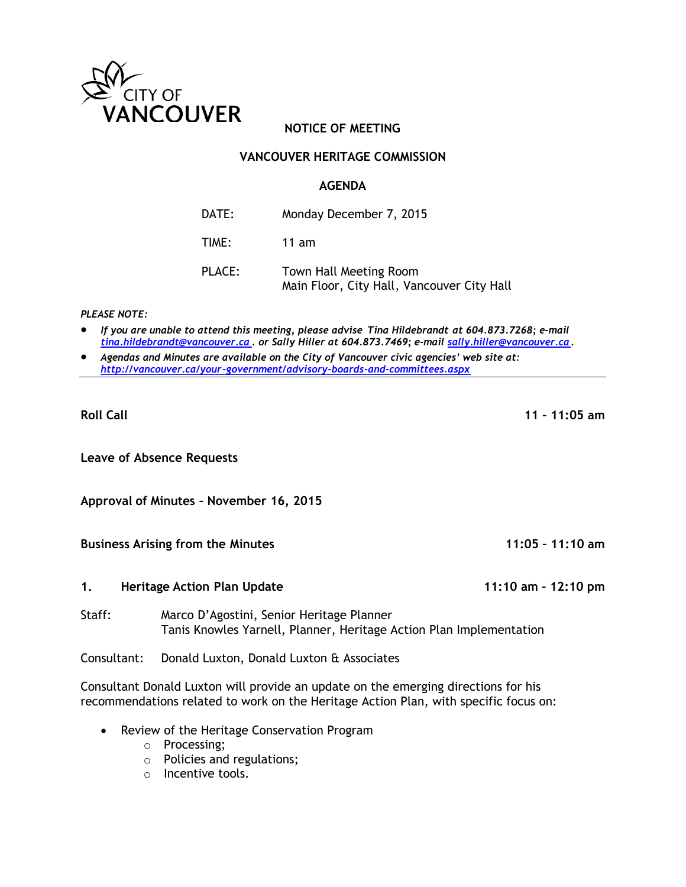CITY OF VANCOUVER

# NOTICE OF MEETING

## VANCOUVER HERITAGE COMMISSION

## AGENDA

DATE: Monday December 7, 2015

TIME: 11 am

PLACE: Town Hall Meeting Room
Main Floor, City Hall, Vancouver City Hall

*PLEASE NOTE:*

- ***If you are unable to attend this meeting, please advise Tina Hildebrandt at 604.873.7268; e-mail tina.hildebrandt@vancouver.ca . or Sally Hiller at 604.873.7469; e-mail sally.hiller@vancouver.ca .***
- ***Agendas and Minutes are available on the City of Vancouver civic agencies' web site at: http://vancouver.ca/your-government/advisory-boards-and-committees.aspx***

---

**Roll Call** **11 – 11:05 am**

**Leave of Absence Requests**

**Approval of Minutes – November 16, 2015**

**Business Arising from the Minutes** **11:05 - 11:10 am**

**1. Heritage Action Plan Update** **11:10 am – 12:10 pm**

Staff: Marco D'Agostini, Senior Heritage Planner
Tanis Knowles Yarnell, Planner, Heritage Action Plan Implementation

Consultant: Donald Luxton, Donald Luxton & Associates

Consultant Donald Luxton will provide an update on the emerging directions for his recommendations related to work on the Heritage Action Plan, with specific focus on:

- Review of the Heritage Conservation Program
  - Processing;
  - Policies and regulations;
  - Incentive tools.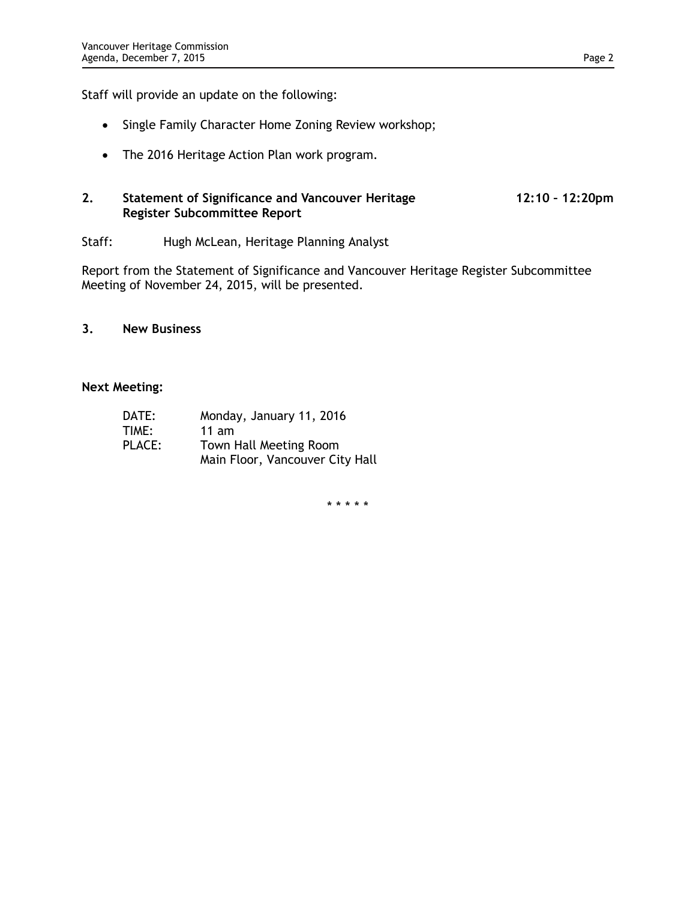Staff will provide an update on the following:

- Single Family Character Home Zoning Review workshop;
- The 2016 Heritage Action Plan work program.

**2. Statement of Significance and Vancouver Heritage Register Subcommittee Report** **12:10 – 12:20pm**

Staff: Hugh McLean, Heritage Planning Analyst

Report from the Statement of Significance and Vancouver Heritage Register Subcommittee Meeting of November 24, 2015, will be presented.

**3. New Business**

**Next Meeting:**

DATE: Monday, January 11, 2016
TIME: 11 am
PLACE: Town Hall Meeting Room
Main Floor, Vancouver City Hall

* * * * *